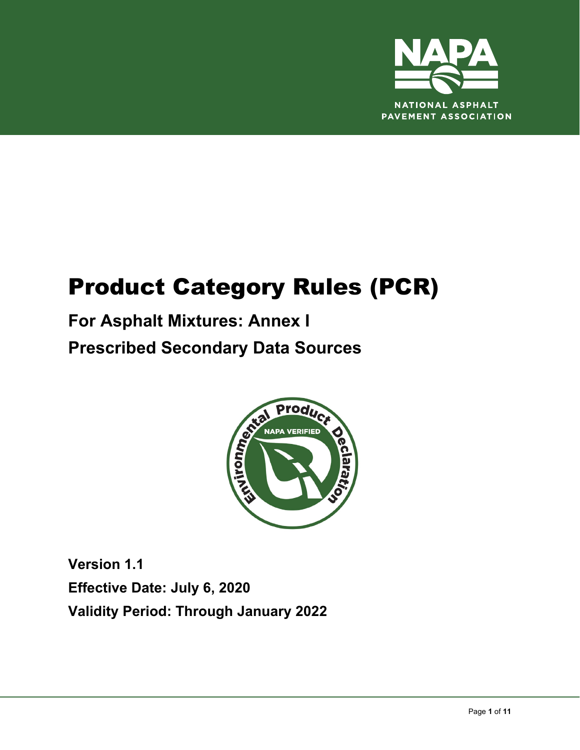# Product Category Rules (PCR)

## For Asphalt Mixtures: Annex I

## Prescribed Secondary Data Sources

**Version 1.1**

**Effective Date: July 6, 2020**

**Validity Period: Through January 2022**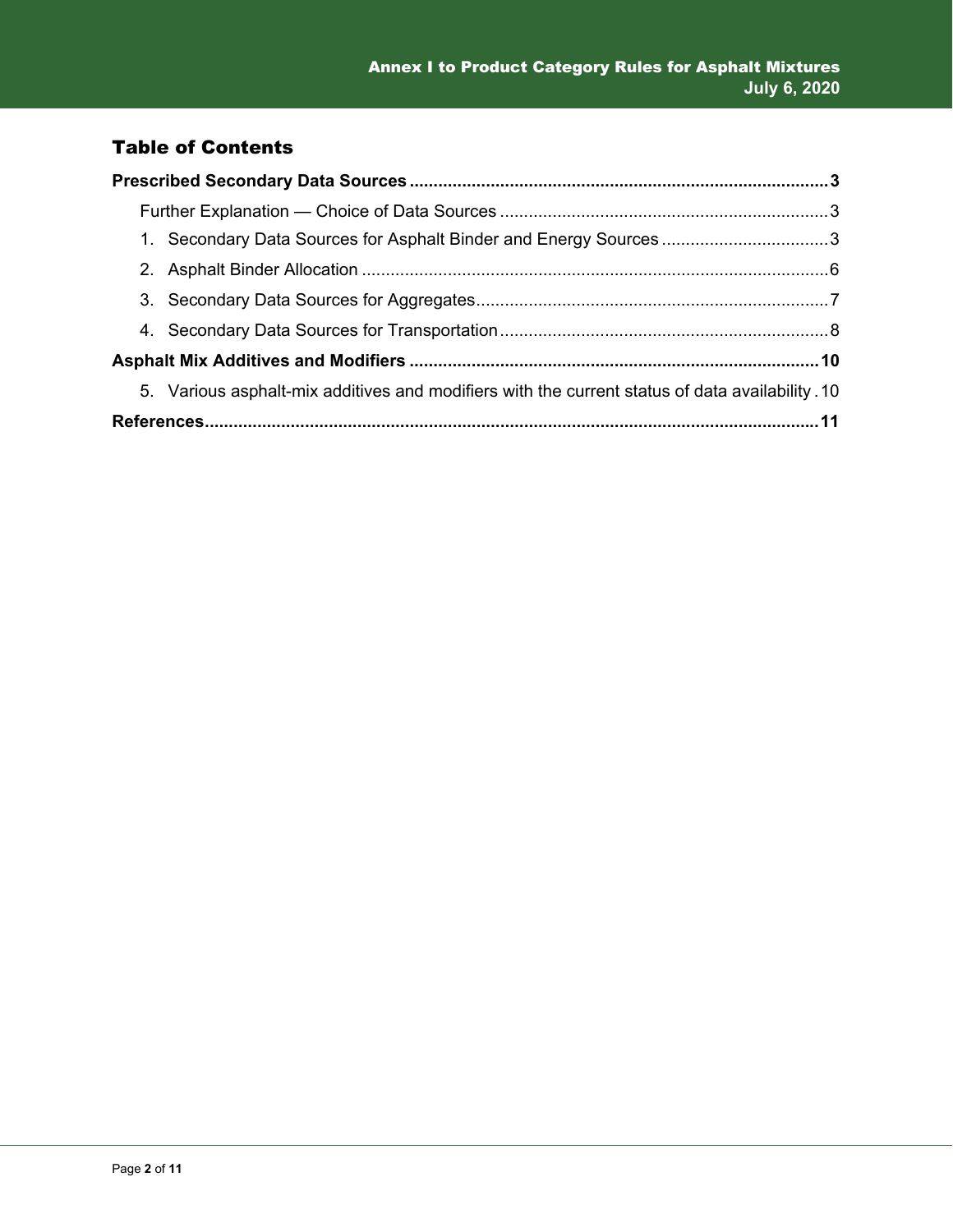## Table of Contents

**Prescribed Secondary Data Sources** ........ **3**

- Further Explanation — Choice of Data Sources ........ 3
- 1. Secondary Data Sources for Asphalt Binder and Energy Sources ........ 3
- 2. Asphalt Binder Allocation ........ 6
- 3. Secondary Data Sources for Aggregates ........ 7
- 4. Secondary Data Sources for Transportation ........ 8

**Asphalt Mix Additives and Modifiers** ........ **10**

- 5. Various asphalt-mix additives and modifiers with the current status of data availability ........ 10

**References** ........ **11**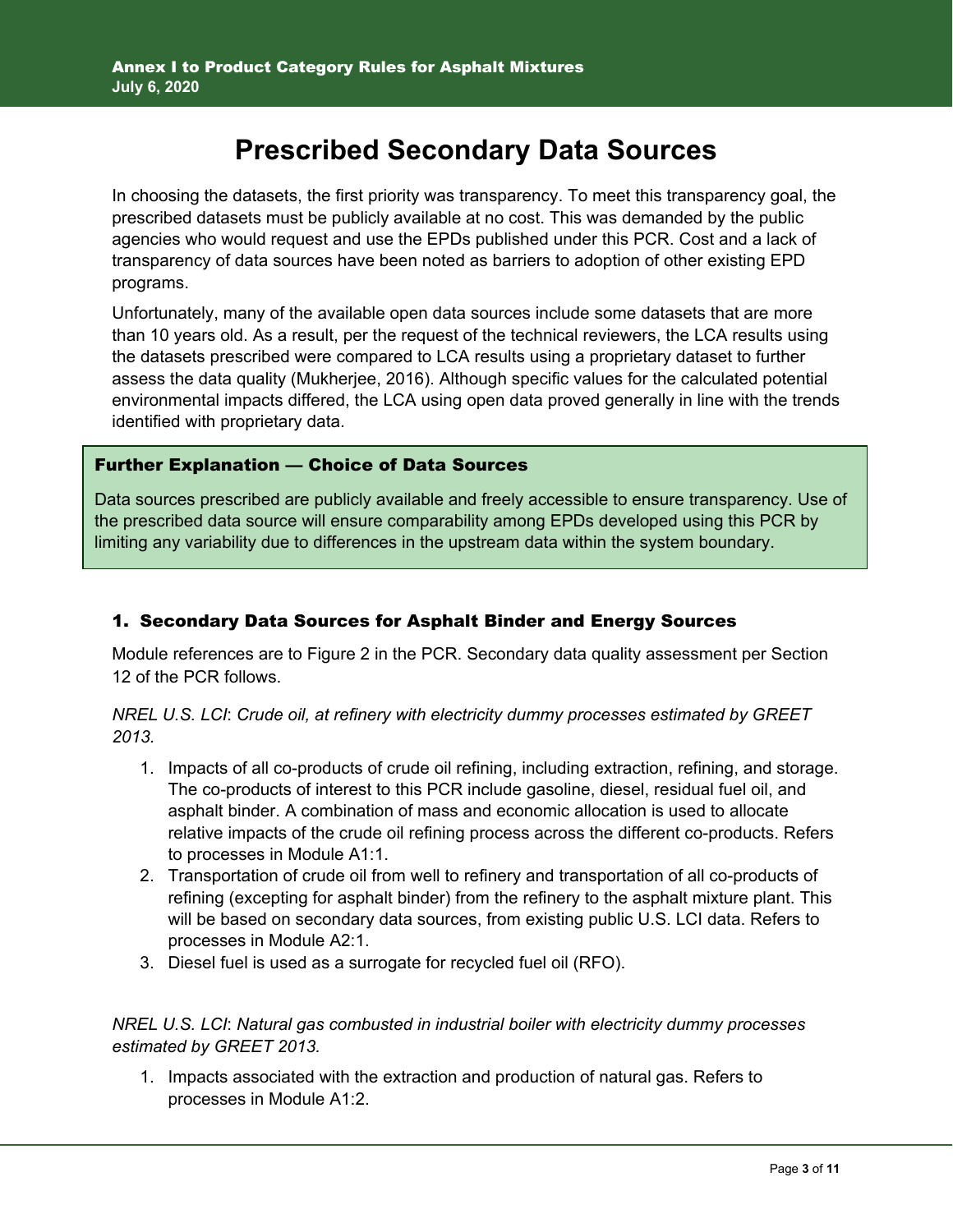# Prescribed Secondary Data Sources

In choosing the datasets, the first priority was transparency. To meet this transparency goal, the prescribed datasets must be publicly available at no cost. This was demanded by the public agencies who would request and use the EPDs published under this PCR. Cost and a lack of transparency of data sources have been noted as barriers to adoption of other existing EPD programs.

Unfortunately, many of the available open data sources include some datasets that are more than 10 years old. As a result, per the request of the technical reviewers, the LCA results using the datasets prescribed were compared to LCA results using a proprietary dataset to further assess the data quality (Mukherjee, 2016). Although specific values for the calculated potential environmental impacts differed, the LCA using open data proved generally in line with the trends identified with proprietary data.

> **Further Explanation — Choice of Data Sources**
>
> Data sources prescribed are publicly available and freely accessible to ensure transparency. Use of the prescribed data source will ensure comparability among EPDs developed using this PCR by limiting any variability due to differences in the upstream data within the system boundary.

## 1. Secondary Data Sources for Asphalt Binder and Energy Sources

Module references are to Figure 2 in the PCR. Secondary data quality assessment per Section 12 of the PCR follows.

*NREL U.S. LCI*: *Crude oil, at refinery with electricity dummy processes estimated by GREET 2013.*

1. Impacts of all co-products of crude oil refining, including extraction, refining, and storage. The co-products of interest to this PCR include gasoline, diesel, residual fuel oil, and asphalt binder. A combination of mass and economic allocation is used to allocate relative impacts of the crude oil refining process across the different co-products. Refers to processes in Module A1:1.
2. Transportation of crude oil from well to refinery and transportation of all co-products of refining (excepting for asphalt binder) from the refinery to the asphalt mixture plant. This will be based on secondary data sources, from existing public U.S. LCI data. Refers to processes in Module A2:1.
3. Diesel fuel is used as a surrogate for recycled fuel oil (RFO).

*NREL U.S. LCI*: *Natural gas combusted in industrial boiler with electricity dummy processes estimated by GREET 2013.*

1. Impacts associated with the extraction and production of natural gas. Refers to processes in Module A1:2.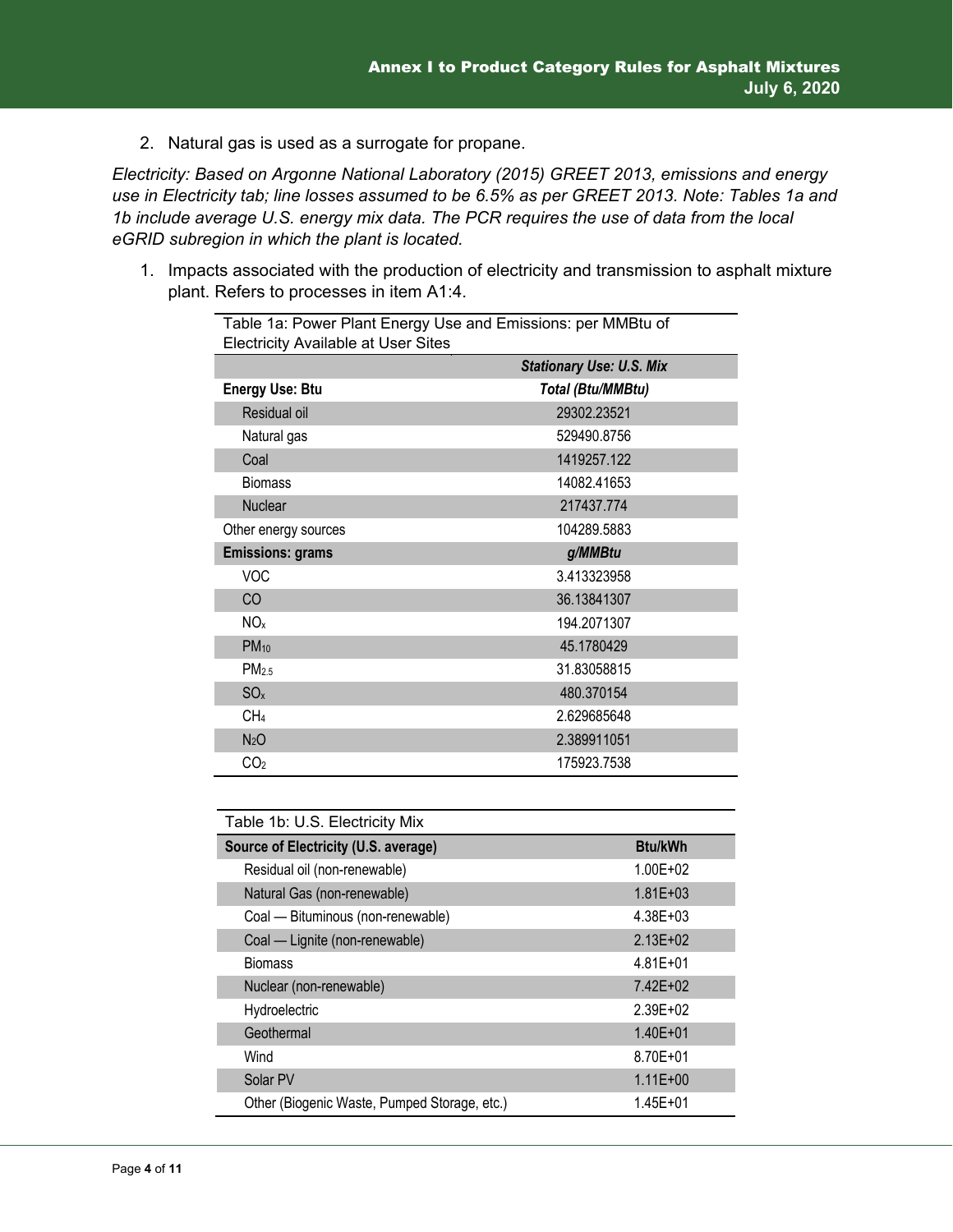2. Natural gas is used as a surrogate for propane.

*Electricity: Based on Argonne National Laboratory (2015) GREET 2013, emissions and energy use in Electricity tab; line losses assumed to be 6.5% as per GREET 2013. Note: Tables 1a and 1b include average U.S. energy mix data. The PCR requires the use of data from the local eGRID subregion in which the plant is located.*

1. Impacts associated with the production of electricity and transmission to asphalt mixture plant. Refers to processes in item A1:4.

Table 1a: Power Plant Energy Use and Emissions: per MMBtu of Electricity Available at User Sites

| | ***Stationary Use: U.S. Mix*** |
|---|---|
| **Energy Use: Btu** | ***Total (Btu/MMBtu)*** |
| Residual oil | 29302.23521 |
| Natural gas | 529490.8756 |
| Coal | 1419257.122 |
| Biomass | 14082.41653 |
| Nuclear | 217437.774 |
| Other energy sources | 104289.5883 |
| **Emissions: grams** | ***g/MMBtu*** |
| VOC | 3.413323958 |
| CO | 36.13841307 |
| $NO_x$ | 194.2071307 |
| $PM_{10}$ | 45.1780429 |
| $PM_{2.5}$ | 31.83058815 |
| $SO_x$ | 480.370154 |
| $CH_4$ | 2.629685648 |
| $N_2O$ | 2.389911051 |
| $CO_2$ | 175923.7538 |

Table 1b: U.S. Electricity Mix

| **Source of Electricity (U.S. average)** | **Btu/kWh** |
|---|---|
| Residual oil (non-renewable) | 1.00E+02 |
| Natural Gas (non-renewable) | 1.81E+03 |
| Coal — Bituminous (non-renewable) | 4.38E+03 |
| Coal — Lignite (non-renewable) | 2.13E+02 |
| Biomass | 4.81E+01 |
| Nuclear (non-renewable) | 7.42E+02 |
| Hydroelectric | 2.39E+02 |
| Geothermal | 1.40E+01 |
| Wind | 8.70E+01 |
| Solar PV | 1.11E+00 |
| Other (Biogenic Waste, Pumped Storage, etc.) | 1.45E+01 |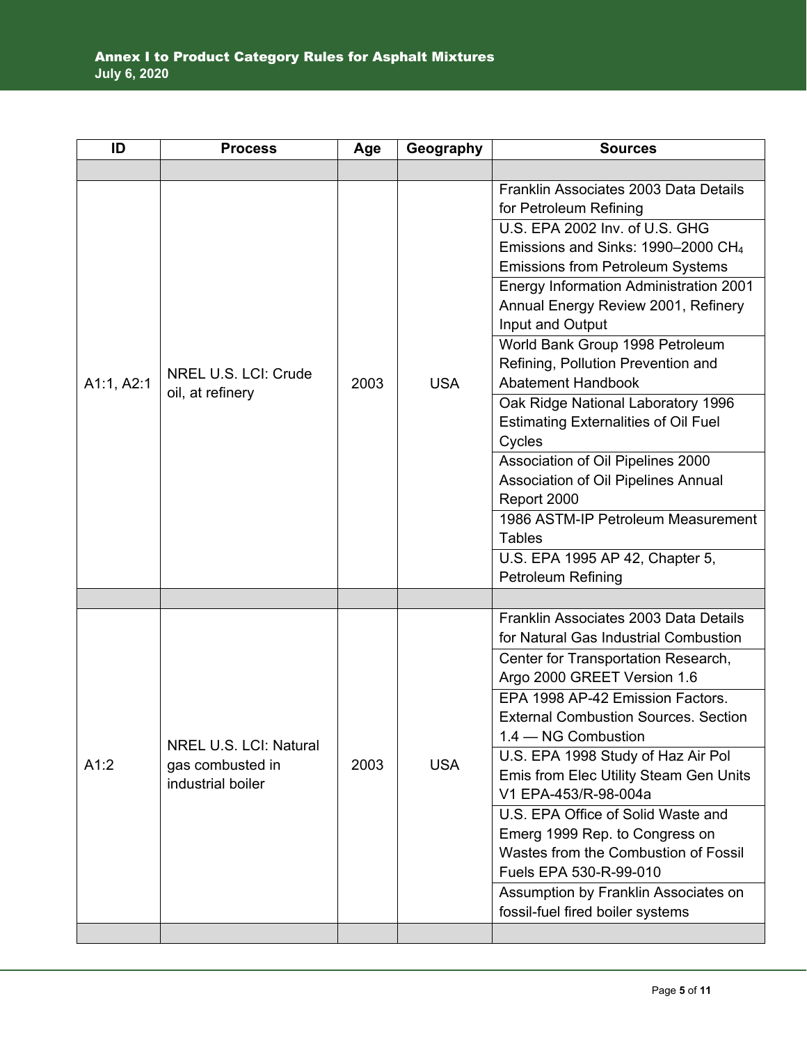| ID | Process | Age | Geography | Sources |
| --- | --- | --- | --- | --- |
| | | | | |
| A1:1, A2:1 | NREL U.S. LCI: Crude oil, at refinery | 2003 | USA | Franklin Associates 2003 Data Details for Petroleum Refining |
| | | | | U.S. EPA 2002 Inv. of U.S. GHG Emissions and Sinks: 1990–2000 $CH_4$ Emissions from Petroleum Systems |
| | | | | Energy Information Administration 2001 Annual Energy Review 2001, Refinery Input and Output |
| | | | | World Bank Group 1998 Petroleum Refining, Pollution Prevention and Abatement Handbook |
| | | | | Oak Ridge National Laboratory 1996 Estimating Externalities of Oil Fuel Cycles |
| | | | | Association of Oil Pipelines 2000 Association of Oil Pipelines Annual Report 2000 |
| | | | | 1986 ASTM-IP Petroleum Measurement Tables |
| | | | | U.S. EPA 1995 AP 42, Chapter 5, Petroleum Refining |
| | | | | |
| A1:2 | NREL U.S. LCI: Natural gas combusted in industrial boiler | 2003 | USA | Franklin Associates 2003 Data Details for Natural Gas Industrial Combustion |
| | | | | Center for Transportation Research, Argo 2000 GREET Version 1.6 |
| | | | | EPA 1998 AP-42 Emission Factors. External Combustion Sources. Section 1.4 — NG Combustion |
| | | | | U.S. EPA 1998 Study of Haz Air Pol Emis from Elec Utility Steam Gen Units V1 EPA-453/R-98-004a |
| | | | | U.S. EPA Office of Solid Waste and Emerg 1999 Rep. to Congress on Wastes from the Combustion of Fossil Fuels EPA 530-R-99-010 |
| | | | | Assumption by Franklin Associates on fossil-fuel fired boiler systems |
| | | | | |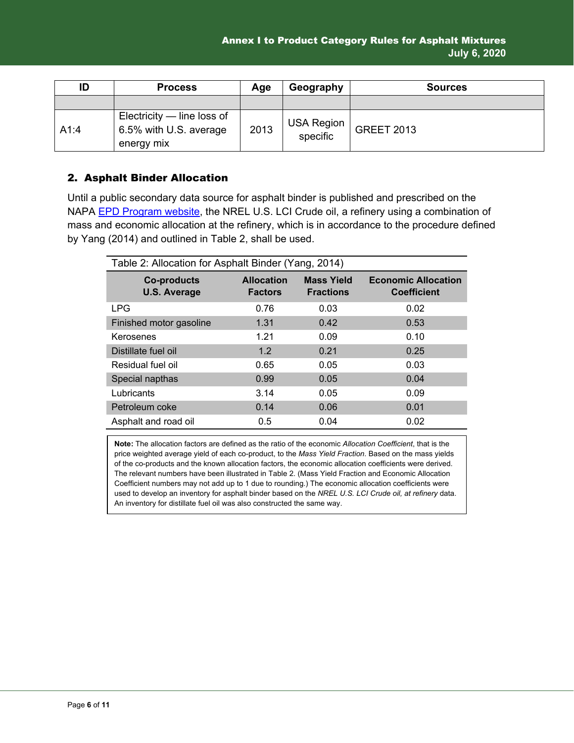| ID | Process | Age | Geography | Sources |
|---|---|---|---|---|
| | | | | |
| A1:4 | Electricity — line loss of 6.5% with U.S. average energy mix | 2013 | USA Region specific | GREET 2013 |

## 2. Asphalt Binder Allocation

Until a public secondary data source for asphalt binder is published and prescribed on the NAPA [EPD Program website](), the NREL U.S. LCI Crude oil, a refinery using a combination of mass and economic allocation at the refinery, which is in accordance to the procedure defined by Yang (2014) and outlined in Table 2, shall be used.

Table 2: Allocation for Asphalt Binder (Yang, 2014)

| Co-products U.S. Average | Allocation Factors | Mass Yield Fractions | Economic Allocation Coefficient |
|---|---|---|---|
| LPG | 0.76 | 0.03 | 0.02 |
| Finished motor gasoline | 1.31 | 0.42 | 0.53 |
| Kerosenes | 1.21 | 0.09 | 0.10 |
| Distillate fuel oil | 1.2 | 0.21 | 0.25 |
| Residual fuel oil | 0.65 | 0.05 | 0.03 |
| Special napthas | 0.99 | 0.05 | 0.04 |
| Lubricants | 3.14 | 0.05 | 0.09 |
| Petroleum coke | 0.14 | 0.06 | 0.01 |
| Asphalt and road oil | 0.5 | 0.04 | 0.02 |

**Note:** The allocation factors are defined as the ratio of the economic *Allocation Coefficient*, that is the price weighted average yield of each co-product, to the *Mass Yield Fraction*. Based on the mass yields of the co-products and the known allocation factors, the economic allocation coefficients were derived. The relevant numbers have been illustrated in Table 2. (Mass Yield Fraction and Economic Allocation Coefficient numbers may not add up to 1 due to rounding.) The economic allocation coefficients were used to develop an inventory for asphalt binder based on the *NREL U.S. LCI Crude oil, at refinery* data. An inventory for distillate fuel oil was also constructed the same way.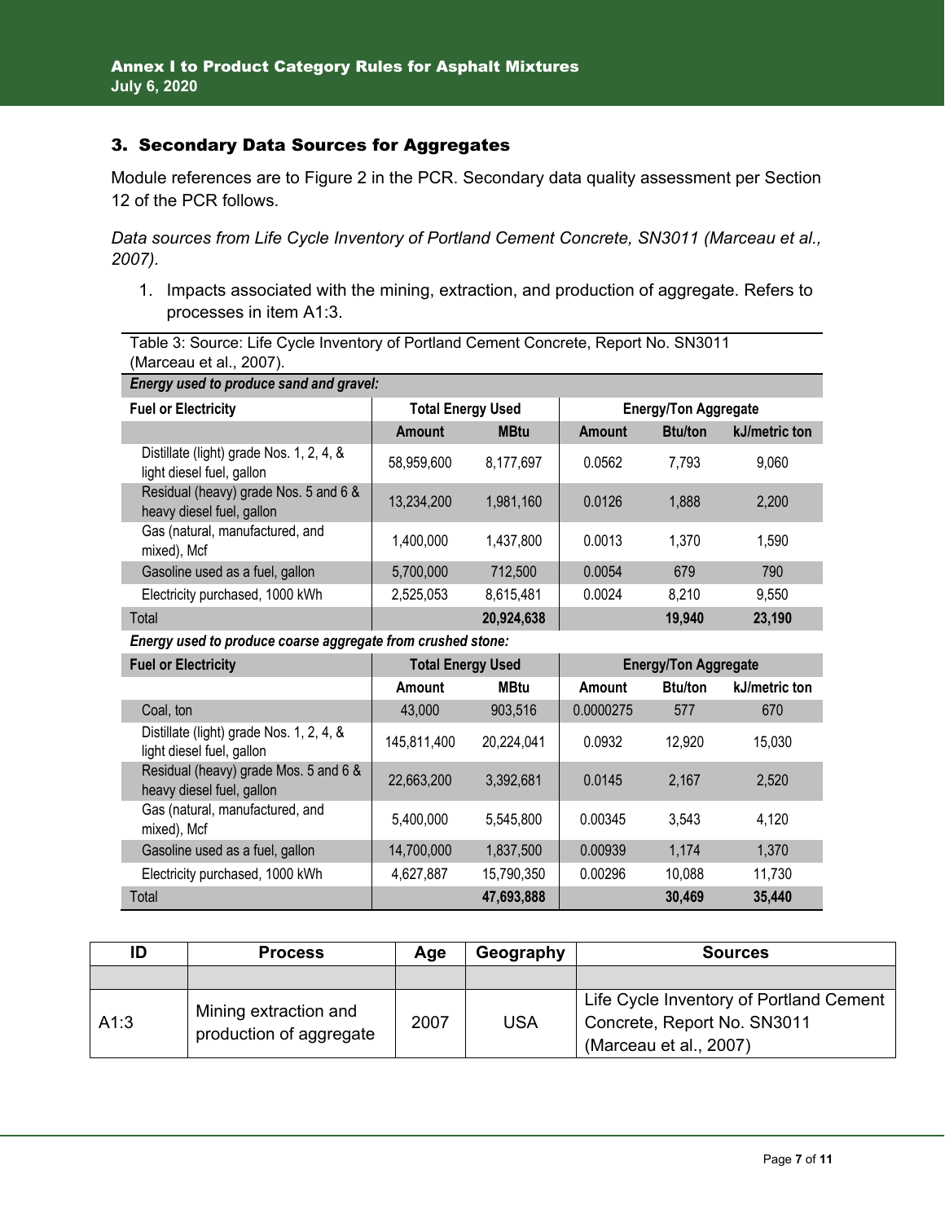## 3. Secondary Data Sources for Aggregates

Module references are to Figure 2 in the PCR. Secondary data quality assessment per Section 12 of the PCR follows.

*Data sources from Life Cycle Inventory of Portland Cement Concrete, SN3011 (Marceau et al., 2007).*

1. Impacts associated with the mining, extraction, and production of aggregate. Refers to processes in item A1:3.

Table 3: Source: Life Cycle Inventory of Portland Cement Concrete, Report No. SN3011 (Marceau et al., 2007).

| ***Energy used to produce sand and gravel:*** | | | | | |
|---|---|---|---|---|---|
| **Fuel or Electricity** | **Total Energy Used** | | **Energy/Ton Aggregate** | | |
| | **Amount** | **MBtu** | **Amount** | **Btu/ton** | **kJ/metric ton** |
| Distillate (light) grade Nos. 1, 2, 4, & light diesel fuel, gallon | 58,959,600 | 8,177,697 | 0.0562 | 7,793 | 9,060 |
| Residual (heavy) grade Nos. 5 and 6 & heavy diesel fuel, gallon | 13,234,200 | 1,981,160 | 0.0126 | 1,888 | 2,200 |
| Gas (natural, manufactured, and mixed), Mcf | 1,400,000 | 1,437,800 | 0.0013 | 1,370 | 1,590 |
| Gasoline used as a fuel, gallon | 5,700,000 | 712,500 | 0.0054 | 679 | 790 |
| Electricity purchased, 1000 kWh | 2,525,053 | 8,615,481 | 0.0024 | 8,210 | 9,550 |
| Total | | **20,924,638** | | **19,940** | **23,190** |
| ***Energy used to produce coarse aggregate from crushed stone:*** | | | | | |
| **Fuel or Electricity** | **Total Energy Used** | | **Energy/Ton Aggregate** | | |
| | **Amount** | **MBtu** | **Amount** | **Btu/ton** | **kJ/metric ton** |
| Coal, ton | 43,000 | 903,516 | 0.0000275 | 577 | 670 |
| Distillate (light) grade Nos. 1, 2, 4, & light diesel fuel, gallon | 145,811,400 | 20,224,041 | 0.0932 | 12,920 | 15,030 |
| Residual (heavy) grade Mos. 5 and 6 & heavy diesel fuel, gallon | 22,663,200 | 3,392,681 | 0.0145 | 2,167 | 2,520 |
| Gas (natural, manufactured, and mixed), Mcf | 5,400,000 | 5,545,800 | 0.00345 | 3,543 | 4,120 |
| Gasoline used as a fuel, gallon | 14,700,000 | 1,837,500 | 0.00939 | 1,174 | 1,370 |
| Electricity purchased, 1000 kWh | 4,627,887 | 15,790,350 | 0.00296 | 10,088 | 11,730 |
| Total | | **47,693,888** | | **30,469** | **35,440** |

| ID | Process | Age | Geography | Sources |
|---|---|---|---|---|
| | | | | |
| A1:3 | Mining extraction and production of aggregate | 2007 | USA | Life Cycle Inventory of Portland Cement Concrete, Report No. SN3011 (Marceau et al., 2007) |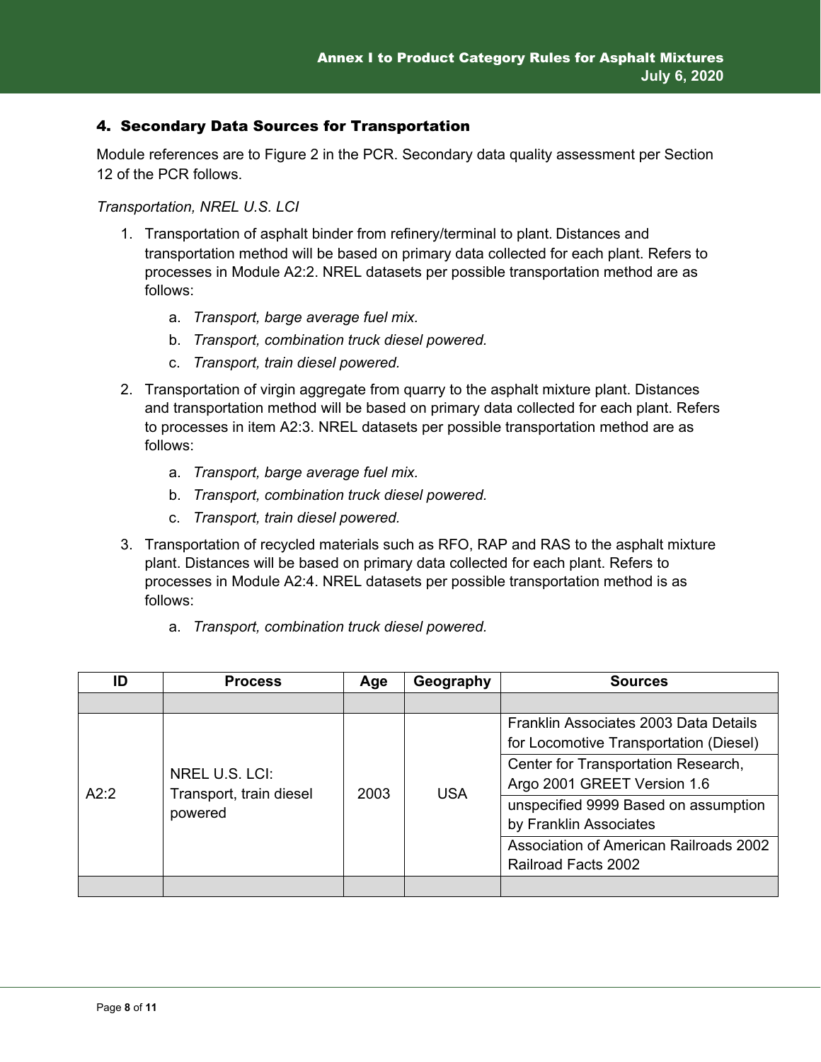## 4. Secondary Data Sources for Transportation

Module references are to Figure 2 in the PCR. Secondary data quality assessment per Section 12 of the PCR follows.

*Transportation, NREL U.S. LCI*

1. Transportation of asphalt binder from refinery/terminal to plant. Distances and transportation method will be based on primary data collected for each plant. Refers to processes in Module A2:2. NREL datasets per possible transportation method are as follows:
    a. *Transport, barge average fuel mix.*
    b. *Transport, combination truck diesel powered.*
    c. *Transport, train diesel powered.*
2. Transportation of virgin aggregate from quarry to the asphalt mixture plant. Distances and transportation method will be based on primary data collected for each plant. Refers to processes in item A2:3. NREL datasets per possible transportation method are as follows:
    a. *Transport, barge average fuel mix.*
    b. *Transport, combination truck diesel powered.*
    c. *Transport, train diesel powered.*
3. Transportation of recycled materials such as RFO, RAP and RAS to the asphalt mixture plant. Distances will be based on primary data collected for each plant. Refers to processes in Module A2:4. NREL datasets per possible transportation method is as follows:
    a. *Transport, combination truck diesel powered.*

| ID | Process | Age | Geography | Sources |
|---|---|---|---|---|
| | | | | |
| A2:2 | NREL U.S. LCI: Transport, train diesel powered | 2003 | USA | Franklin Associates 2003 Data Details for Locomotive Transportation (Diesel) |
| | | | | Center for Transportation Research, Argo 2001 GREET Version 1.6 |
| | | | | unspecified 9999 Based on assumption by Franklin Associates |
| | | | | Association of American Railroads 2002 Railroad Facts 2002 |
| | | | | |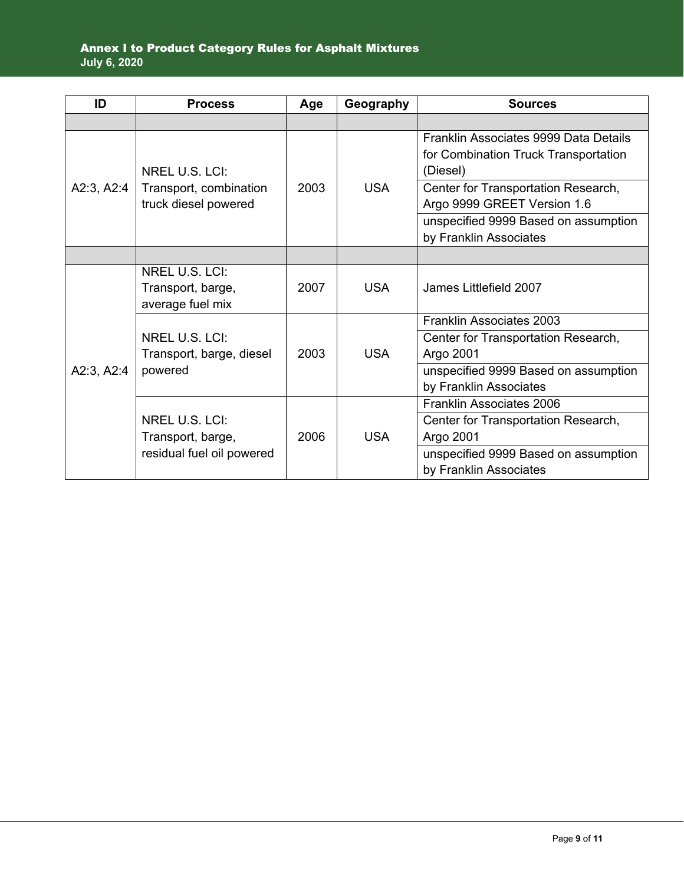| ID | Process | Age | Geography | Sources |
|---|---|---|---|---|
| | | | | |
| A2:3, A2:4 | NREL U.S. LCI: Transport, combination truck diesel powered | 2003 | USA | Franklin Associates 9999 Data Details for Combination Truck Transportation (Diesel) |
| | | | | Center for Transportation Research, Argo 9999 GREET Version 1.6 |
| | | | | unspecified 9999 Based on assumption by Franklin Associates |
| | | | | |
| A2:3, A2:4 | NREL U.S. LCI: Transport, barge, average fuel mix | 2007 | USA | James Littlefield 2007 |
| | NREL U.S. LCI: Transport, barge, diesel powered | 2003 | USA | Franklin Associates 2003 |
| | | | | Center for Transportation Research, Argo 2001 |
| | | | | unspecified 9999 Based on assumption by Franklin Associates |
| | NREL U.S. LCI: Transport, barge, residual fuel oil powered | 2006 | USA | Franklin Associates 2006 |
| | | | | Center for Transportation Research, Argo 2001 |
| | | | | unspecified 9999 Based on assumption by Franklin Associates |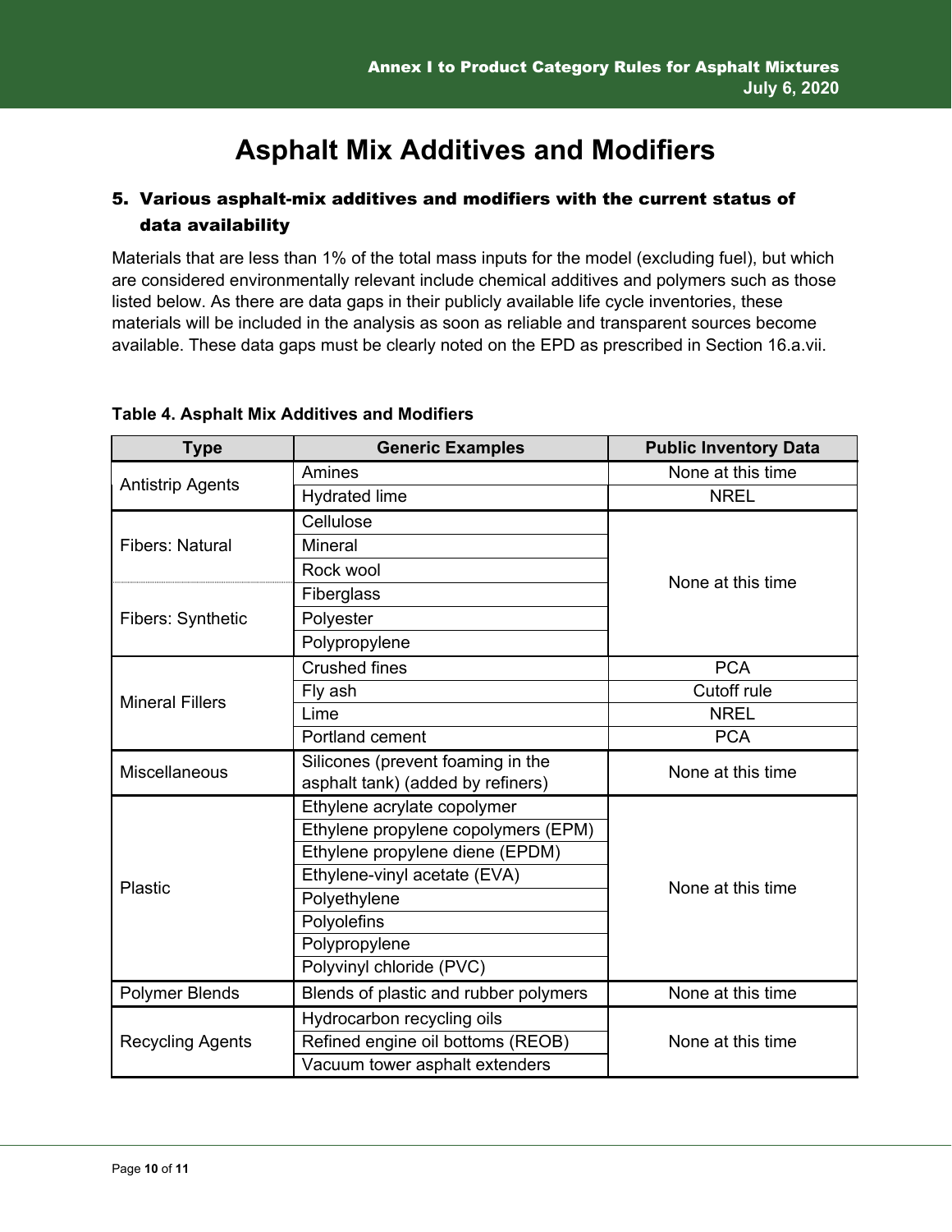# Asphalt Mix Additives and Modifiers

## 5. Various asphalt-mix additives and modifiers with the current status of data availability

Materials that are less than 1% of the total mass inputs for the model (excluding fuel), but which are considered environmentally relevant include chemical additives and polymers such as those listed below. As there are data gaps in their publicly available life cycle inventories, these materials will be included in the analysis as soon as reliable and transparent sources become available. These data gaps must be clearly noted on the EPD as prescribed in Section 16.a.vii.

**Table 4. Asphalt Mix Additives and Modifiers**

| Type | Generic Examples | Public Inventory Data |
|---|---|---|
| Antistrip Agents | Amines | None at this time |
| | Hydrated lime | NREL |
| Fibers: Natural | Cellulose | None at this time |
| | Mineral | |
| | Rock wool | |
| Fibers: Synthetic | Fiberglass | |
| | Polyester | |
| | Polypropylene | |
| Mineral Fillers | Crushed fines | PCA |
| | Fly ash | Cutoff rule |
| | Lime | NREL |
| | Portland cement | PCA |
| Miscellaneous | Silicones (prevent foaming in the asphalt tank) (added by refiners) | None at this time |
| Plastic | Ethylene acrylate copolymer | None at this time |
| | Ethylene propylene copolymers (EPM) | |
| | Ethylene propylene diene (EPDM) | |
| | Ethylene-vinyl acetate (EVA) | |
| | Polyethylene | |
| | Polyolefins | |
| | Polypropylene | |
| | Polyvinyl chloride (PVC) | |
| Polymer Blends | Blends of plastic and rubber polymers | None at this time |
| Recycling Agents | Hydrocarbon recycling oils | None at this time |
| | Refined engine oil bottoms (REOB) | |
| | Vacuum tower asphalt extenders | |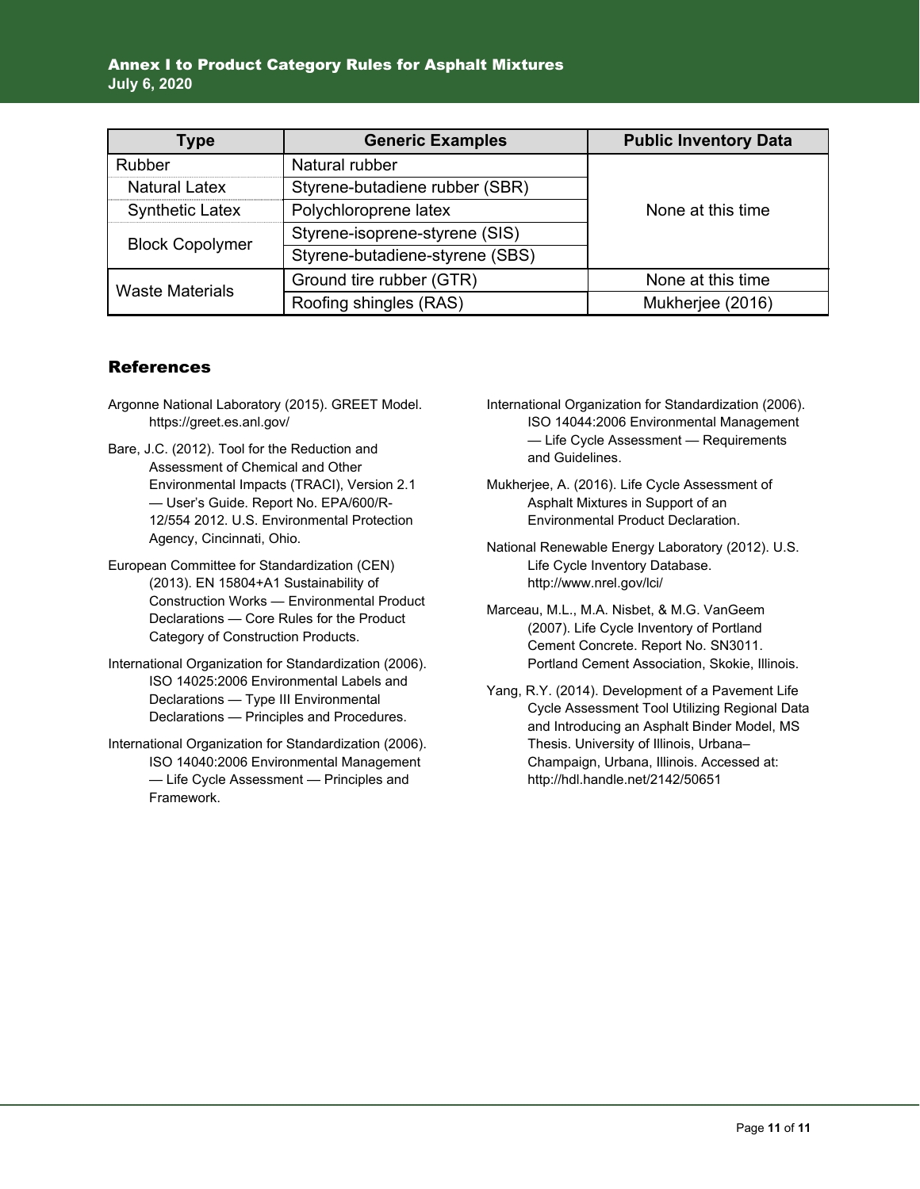| Type | Generic Examples | Public Inventory Data |
|---|---|---|
| Rubber | Natural rubber | None at this time |
| Natural Latex | Styrene-butadiene rubber (SBR) | |
| Synthetic Latex | Polychloroprene latex | |
| Block Copolymer | Styrene-isoprene-styrene (SIS) | |
| | Styrene-butadiene-styrene (SBS) | |
| Waste Materials | Ground tire rubber (GTR) | None at this time |
| | Roofing shingles (RAS) | Mukherjee (2016) |

## References

Argonne National Laboratory (2015). GREET Model. https://greet.es.anl.gov/

Bare, J.C. (2012). Tool for the Reduction and Assessment of Chemical and Other Environmental Impacts (TRACI), Version 2.1 — User's Guide. Report No. EPA/600/R-12/554 2012. U.S. Environmental Protection Agency, Cincinnati, Ohio.

European Committee for Standardization (CEN) (2013). EN 15804+A1 Sustainability of Construction Works — Environmental Product Declarations — Core Rules for the Product Category of Construction Products.

International Organization for Standardization (2006). ISO 14025:2006 Environmental Labels and Declarations — Type III Environmental Declarations — Principles and Procedures.

International Organization for Standardization (2006). ISO 14040:2006 Environmental Management — Life Cycle Assessment — Principles and Framework.

International Organization for Standardization (2006). ISO 14044:2006 Environmental Management — Life Cycle Assessment — Requirements and Guidelines.

Mukherjee, A. (2016). Life Cycle Assessment of Asphalt Mixtures in Support of an Environmental Product Declaration.

National Renewable Energy Laboratory (2012). U.S. Life Cycle Inventory Database. http://www.nrel.gov/lci/

Marceau, M.L., M.A. Nisbet, & M.G. VanGeem (2007). Life Cycle Inventory of Portland Cement Concrete. Report No. SN3011. Portland Cement Association, Skokie, Illinois.

Yang, R.Y. (2014). Development of a Pavement Life Cycle Assessment Tool Utilizing Regional Data and Introducing an Asphalt Binder Model, MS Thesis. University of Illinois, Urbana–Champaign, Urbana, Illinois. Accessed at: http://hdl.handle.net/2142/50651